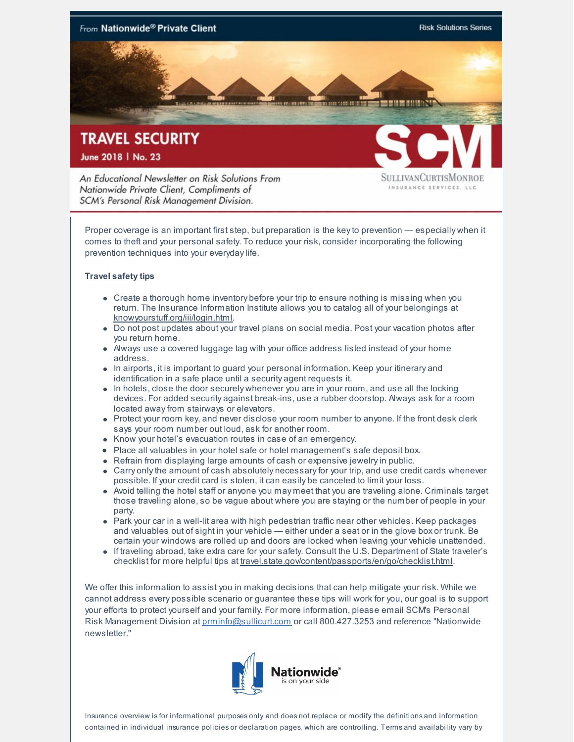From **Nationwide® Private Client** — Risk Solutions Series

# TRAVEL SECURITY

**June 2018 | No. 23**

*An Educational Newsletter on Risk Solutions From Nationwide Private Client, Compliments of SCM's Personal Risk Management Division.*

SCM SULLIVANCURTISMONROE INSURANCE SERVICES, LLC

Proper coverage is an important first step, but preparation is the key to prevention — especially when it comes to theft and your personal safety. To reduce your risk, consider incorporating the following prevention techniques into your everyday life.

**Travel safety tips**

- Create a thorough home inventory before your trip to ensure nothing is missing when you return. The Insurance Information Institute allows you to catalog all of your belongings at knowyourstuff.org/iii/login.html.
- Do not post updates about your travel plans on social media. Post your vacation photos after you return home.
- Always use a covered luggage tag with your office address listed instead of your home address.
- In airports, it is important to guard your personal information. Keep your itinerary and identification in a safe place until a security agent requests it.
- In hotels, close the door securely whenever you are in your room, and use all the locking devices. For added security against break-ins, use a rubber doorstop. Always ask for a room located away from stairways or elevators.
- Protect your room key, and never disclose your room number to anyone. If the front desk clerk says your room number out loud, ask for another room.
- Know your hotel's evacuation routes in case of an emergency.
- Place all valuables in your hotel safe or hotel management's safe deposit box.
- Refrain from displaying large amounts of cash or expensive jewelry in public.
- Carry only the amount of cash absolutely necessary for your trip, and use credit cards whenever possible. If your credit card is stolen, it can easily be canceled to limit your loss.
- Avoid telling the hotel staff or anyone you may meet that you are traveling alone. Criminals target those traveling alone, so be vague about where you are staying or the number of people in your party.
- Park your car in a well-lit area with high pedestrian traffic near other vehicles. Keep packages and valuables out of sight in your vehicle — either under a seat or in the glove box or trunk. Be certain your windows are rolled up and doors are locked when leaving your vehicle unattended.
- If traveling abroad, take extra care for your safety. Consult the U.S. Department of State traveler's checklist for more helpful tips at travel.state.gov/content/passports/en/go/checklist.html.

We offer this information to assist you in making decisions that can help mitigate your risk. While we cannot address every possible scenario or guarantee these tips will work for you, our goal is to support your efforts to protect yourself and your family. For more information, please email SCM's Personal Risk Management Division at prminfo@sullicurt.com or call 800.427.3253 and reference "Nationwide newsletter."

Nationwide® is on your side

Insurance overview is for informational purposes only and does not replace or modify the definitions and information contained in individual insurance policies or declaration pages, which are controlling. Terms and availability vary by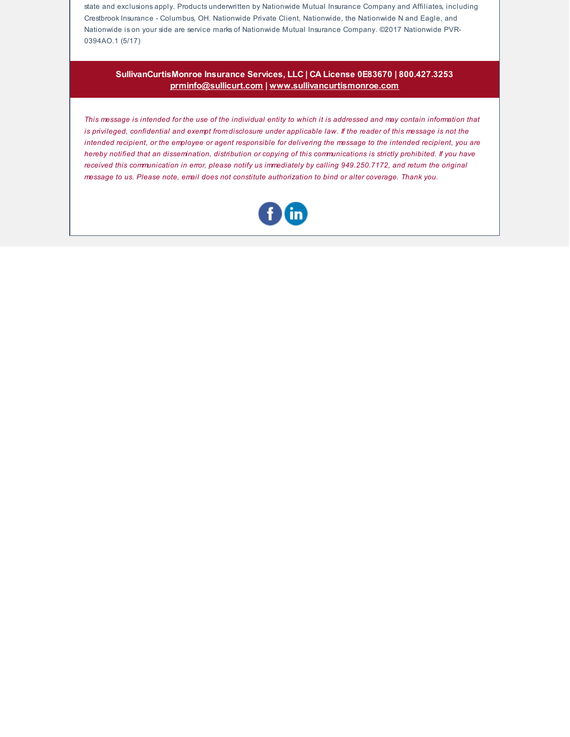state and exclusions apply. Products underwritten by Nationwide Mutual Insurance Company and Affiliates, including Crestbrook Insurance - Columbus, OH. Nationwide Private Client, Nationwide, the Nationwide N and Eagle, and Nationwide is on your side are service marks of Nationwide Mutual Insurance Company. ©2017 Nationwide PVR-0394AO.1 (5/17)

**SullivanCurtisMonroe Insurance Services, LLC | CA License 0E83670 | 800.427.3253**
**prminfo@sullicurt.com | www.sullivancurtismonroe.com**

*This message is intended for the use of the individual entity to which it is addressed and may contain information that is privileged, confidential and exempt from disclosure under applicable law. If the reader of this message is not the intended recipient, or the employee or agent responsible for delivering the message to the intended recipient, you are hereby notified that an dissemination, distribution or copying of this communications is strictly prohibited. If you have received this communication in error, please notify us immediately by calling 949.250.7172, and return the original message to us. Please note, email does not constitute authorization to bind or alter coverage. Thank you.*